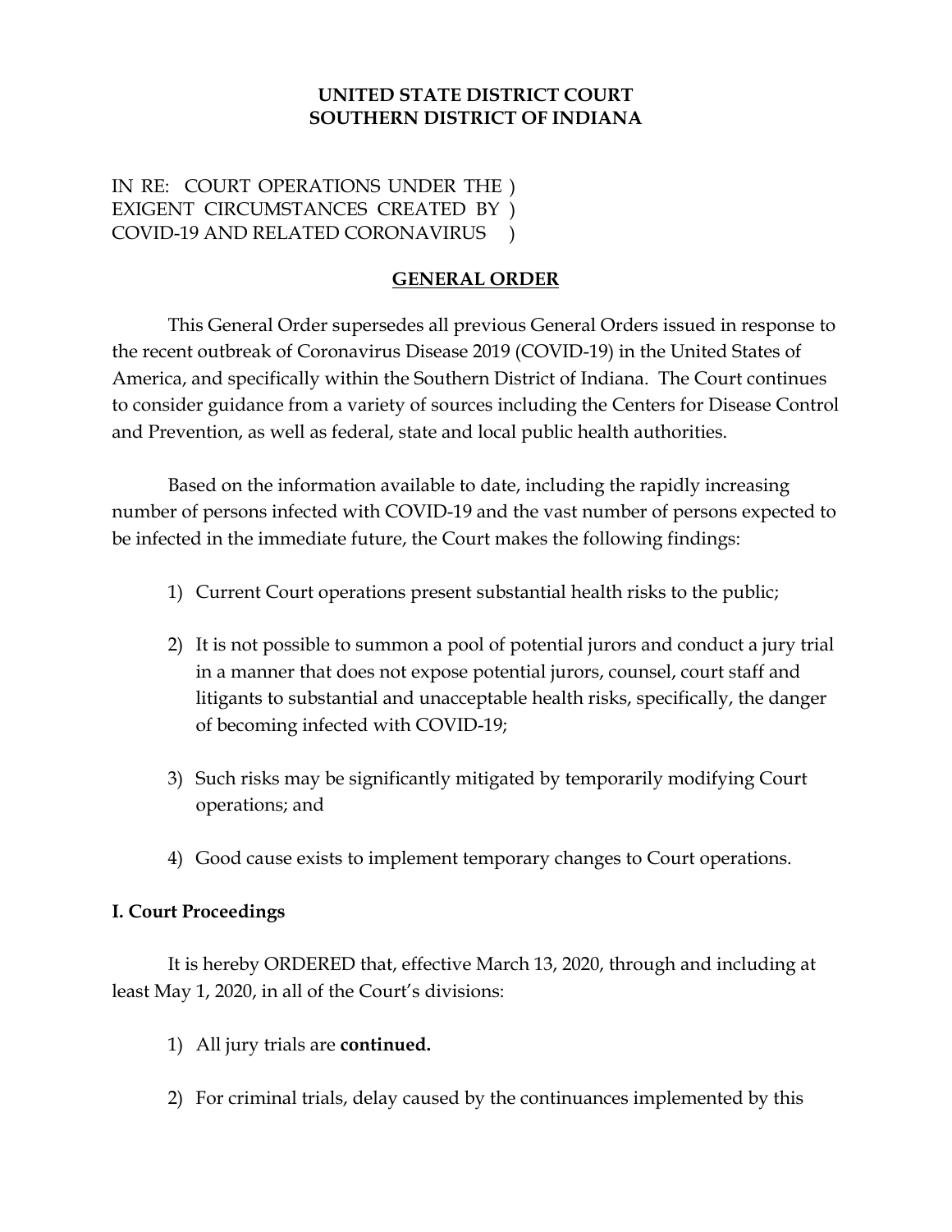**UNITED STATE DISTRICT COURT**
**SOUTHERN DISTRICT OF INDIANA**

IN RE: COURT OPERATIONS UNDER THE )
EXIGENT CIRCUMSTANCES CREATED BY )
COVID-19 AND RELATED CORONAVIRUS )

## GENERAL ORDER

This General Order supersedes all previous General Orders issued in response to the recent outbreak of Coronavirus Disease 2019 (COVID-19) in the United States of America, and specifically within the Southern District of Indiana. The Court continues to consider guidance from a variety of sources including the Centers for Disease Control and Prevention, as well as federal, state and local public health authorities.

Based on the information available to date, including the rapidly increasing number of persons infected with COVID-19 and the vast number of persons expected to be infected in the immediate future, the Court makes the following findings:

1) Current Court operations present substantial health risks to the public;

2) It is not possible to summon a pool of potential jurors and conduct a jury trial in a manner that does not expose potential jurors, counsel, court staff and litigants to substantial and unacceptable health risks, specifically, the danger of becoming infected with COVID-19;

3) Such risks may be significantly mitigated by temporarily modifying Court operations; and

4) Good cause exists to implement temporary changes to Court operations.

### I. Court Proceedings

It is hereby ORDERED that, effective March 13, 2020, through and including at least May 1, 2020, in all of the Court's divisions:

1) All jury trials are **continued.**

2) For criminal trials, delay caused by the continuances implemented by this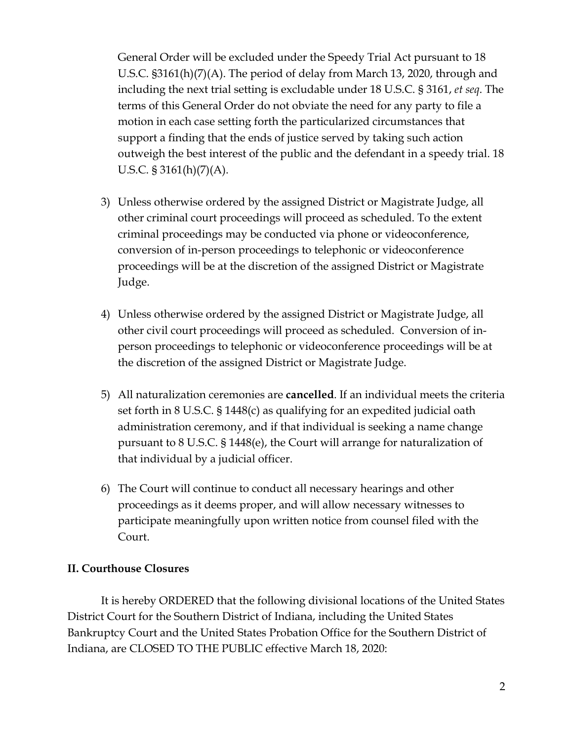General Order will be excluded under the Speedy Trial Act pursuant to 18 U.S.C. §3161(h)(7)(A). The period of delay from March 13, 2020, through and including the next trial setting is excludable under 18 U.S.C. § 3161, *et seq*. The terms of this General Order do not obviate the need for any party to file a motion in each case setting forth the particularized circumstances that support a finding that the ends of justice served by taking such action outweigh the best interest of the public and the defendant in a speedy trial. 18 U.S.C. § 3161(h)(7)(A).

3) Unless otherwise ordered by the assigned District or Magistrate Judge, all other criminal court proceedings will proceed as scheduled. To the extent criminal proceedings may be conducted via phone or videoconference, conversion of in-person proceedings to telephonic or videoconference proceedings will be at the discretion of the assigned District or Magistrate Judge.

4) Unless otherwise ordered by the assigned District or Magistrate Judge, all other civil court proceedings will proceed as scheduled. Conversion of in-person proceedings to telephonic or videoconference proceedings will be at the discretion of the assigned District or Magistrate Judge.

5) All naturalization ceremonies are **cancelled**. If an individual meets the criteria set forth in 8 U.S.C. § 1448(c) as qualifying for an expedited judicial oath administration ceremony, and if that individual is seeking a name change pursuant to 8 U.S.C. § 1448(e), the Court will arrange for naturalization of that individual by a judicial officer.

6) The Court will continue to conduct all necessary hearings and other proceedings as it deems proper, and will allow necessary witnesses to participate meaningfully upon written notice from counsel filed with the Court.

**II. Courthouse Closures**

It is hereby ORDERED that the following divisional locations of the United States District Court for the Southern District of Indiana, including the United States Bankruptcy Court and the United States Probation Office for the Southern District of Indiana, are CLOSED TO THE PUBLIC effective March 18, 2020: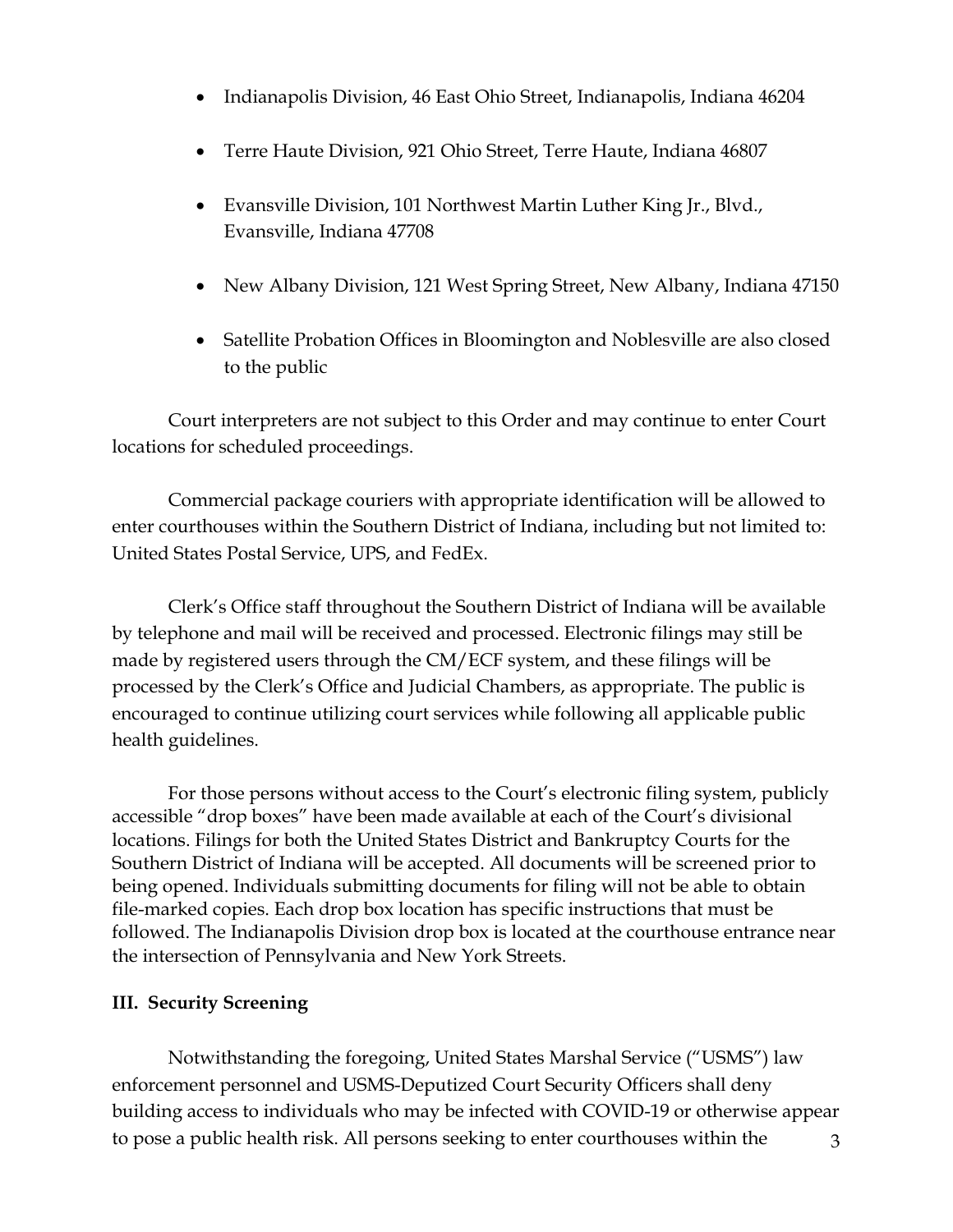- Indianapolis Division, 46 East Ohio Street, Indianapolis, Indiana 46204
- Terre Haute Division, 921 Ohio Street, Terre Haute, Indiana 46807
- Evansville Division, 101 Northwest Martin Luther King Jr., Blvd., Evansville, Indiana 47708
- New Albany Division, 121 West Spring Street, New Albany, Indiana 47150
- Satellite Probation Offices in Bloomington and Noblesville are also closed to the public

Court interpreters are not subject to this Order and may continue to enter Court locations for scheduled proceedings.

Commercial package couriers with appropriate identification will be allowed to enter courthouses within the Southern District of Indiana, including but not limited to: United States Postal Service, UPS, and FedEx.

Clerk's Office staff throughout the Southern District of Indiana will be available by telephone and mail will be received and processed. Electronic filings may still be made by registered users through the CM/ECF system, and these filings will be processed by the Clerk's Office and Judicial Chambers, as appropriate. The public is encouraged to continue utilizing court services while following all applicable public health guidelines.

For those persons without access to the Court's electronic filing system, publicly accessible "drop boxes" have been made available at each of the Court's divisional locations. Filings for both the United States District and Bankruptcy Courts for the Southern District of Indiana will be accepted. All documents will be screened prior to being opened. Individuals submitting documents for filing will not be able to obtain file-marked copies. Each drop box location has specific instructions that must be followed. The Indianapolis Division drop box is located at the courthouse entrance near the intersection of Pennsylvania and New York Streets.

**III. Security Screening**

Notwithstanding the foregoing, United States Marshal Service ("USMS") law enforcement personnel and USMS-Deputized Court Security Officers shall deny building access to individuals who may be infected with COVID-19 or otherwise appear to pose a public health risk. All persons seeking to enter courthouses within the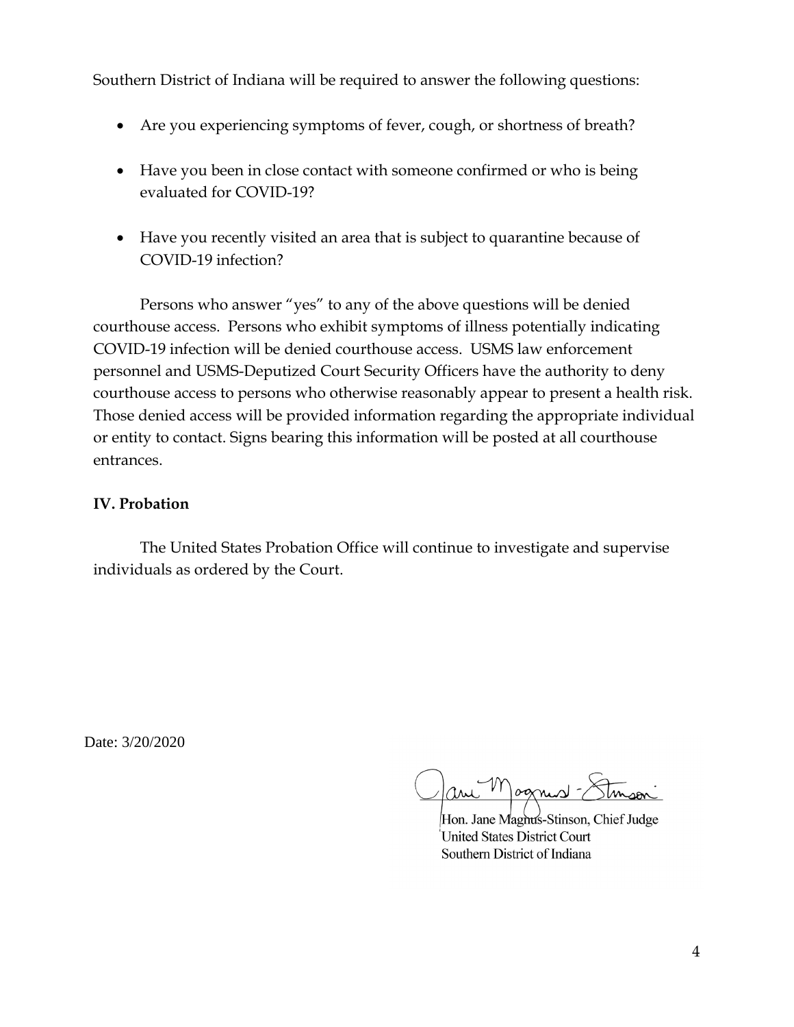Southern District of Indiana will be required to answer the following questions:

- Are you experiencing symptoms of fever, cough, or shortness of breath?
- Have you been in close contact with someone confirmed or who is being evaluated for COVID-19?
- Have you recently visited an area that is subject to quarantine because of COVID-19 infection?

Persons who answer "yes" to any of the above questions will be denied courthouse access. Persons who exhibit symptoms of illness potentially indicating COVID-19 infection will be denied courthouse access. USMS law enforcement personnel and USMS-Deputized Court Security Officers have the authority to deny courthouse access to persons who otherwise reasonably appear to present a health risk. Those denied access will be provided information regarding the appropriate individual or entity to contact. Signs bearing this information will be posted at all courthouse entrances.

**IV. Probation**

The United States Probation Office will continue to investigate and supervise individuals as ordered by the Court.

Date: 3/20/2020

Hon. Jane Magnus-Stinson, Chief Judge
United States District Court
Southern District of Indiana